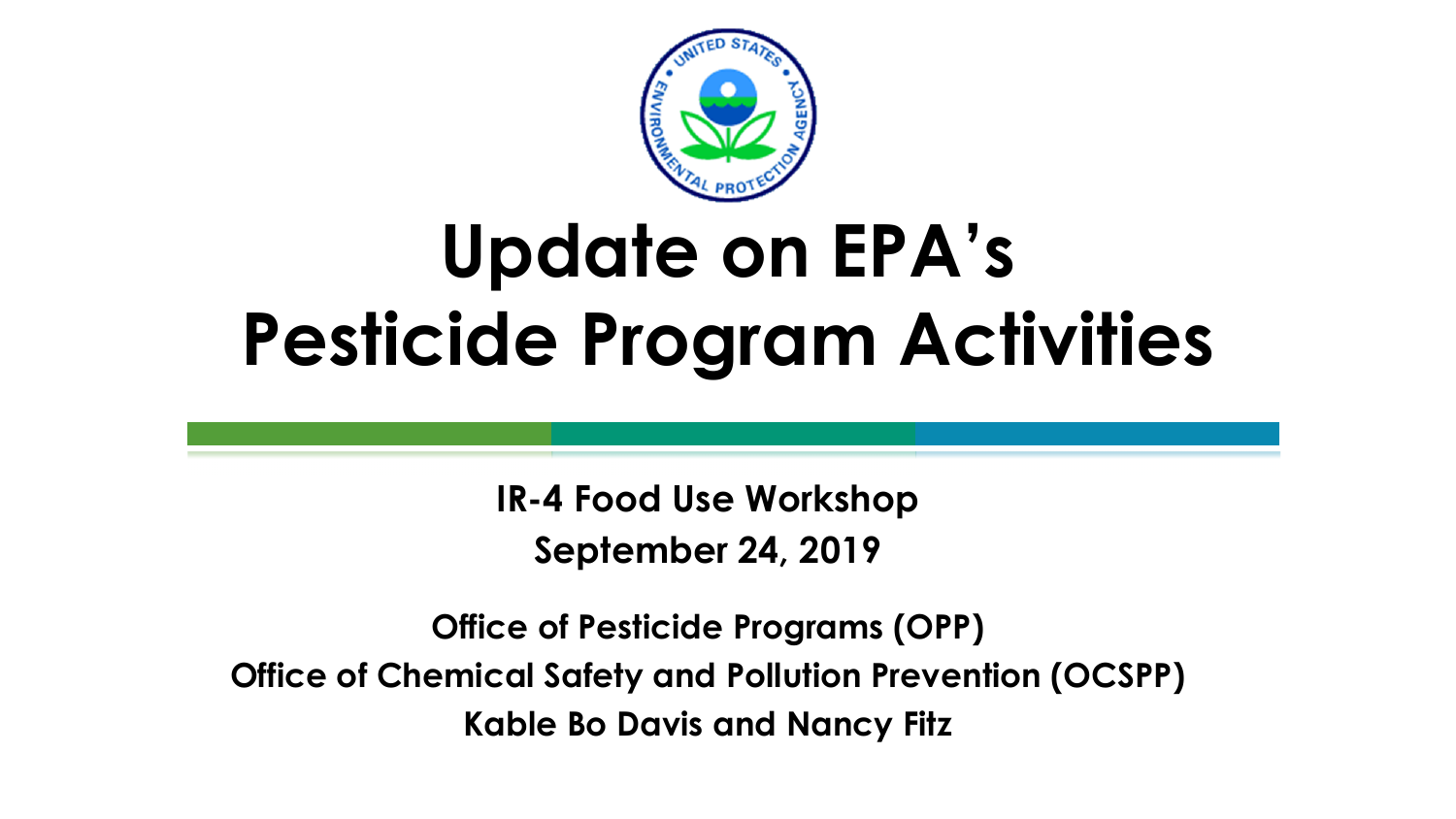# Update on EPA's Pesticide Program Activities

**IR-4 Food Use Workshop**
**September 24, 2019**

**Office of Pesticide Programs (OPP)**
**Office of Chemical Safety and Pollution Prevention (OCSPP)**
**Kable Bo Davis and Nancy Fitz**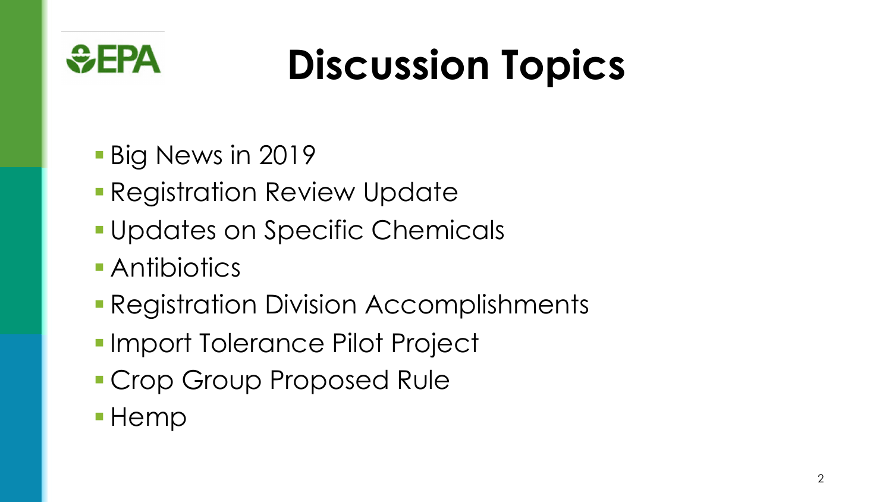# Discussion Topics

- Big News in 2019
- Registration Review Update
- Updates on Specific Chemicals
- Antibiotics
- Registration Division Accomplishments
- Import Tolerance Pilot Project
- Crop Group Proposed Rule
- Hemp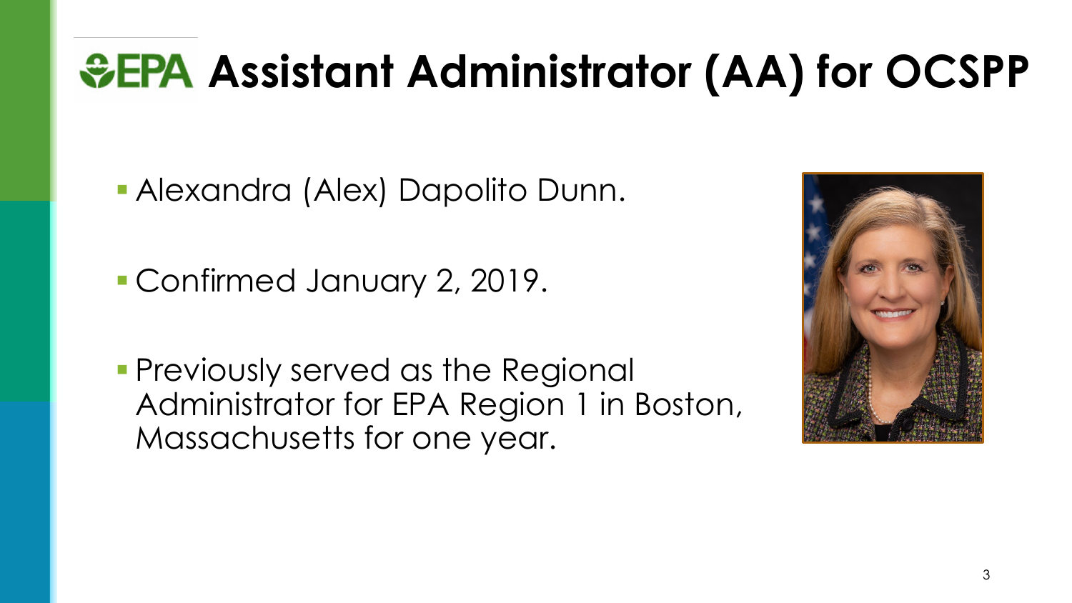# EPA Assistant Administrator (AA) for OCSPP

- Alexandra (Alex) Dapolito Dunn.
- Confirmed January 2, 2019.
- Previously served as the Regional Administrator for EPA Region 1 in Boston, Massachusetts for one year.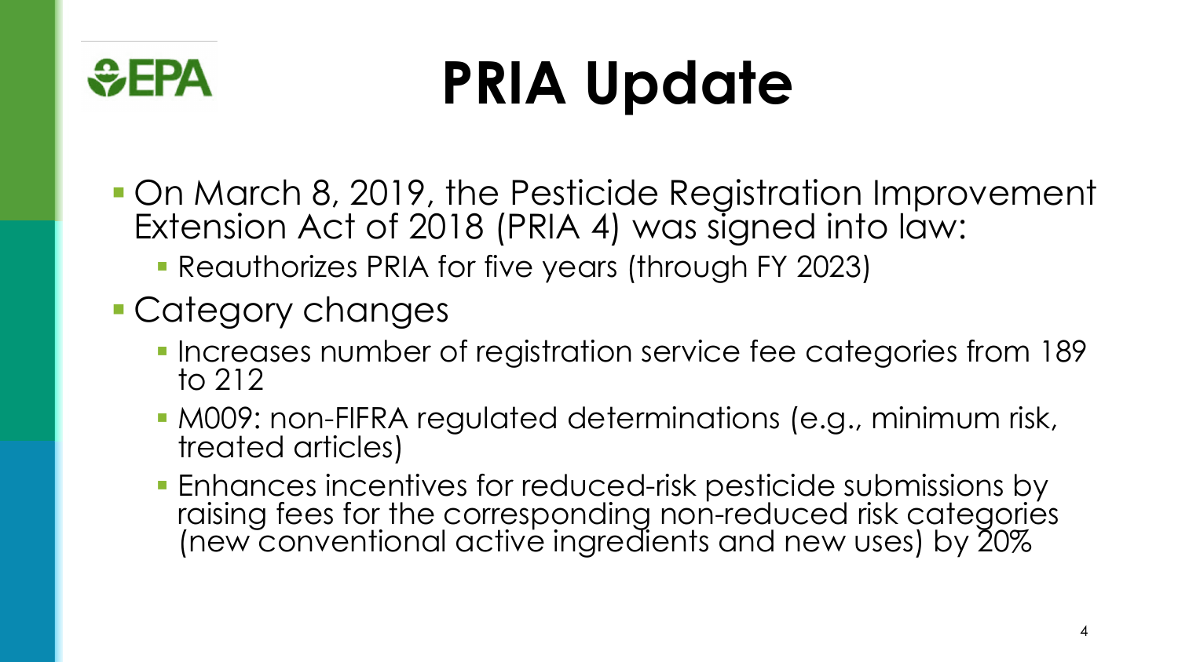# PRIA Update

- On March 8, 2019, the Pesticide Registration Improvement Extension Act of 2018 (PRIA 4) was signed into law:
  - Reauthorizes PRIA for five years (through FY 2023)
- Category changes
  - Increases number of registration service fee categories from 189 to 212
  - M009: non-FIFRA regulated determinations (e.g., minimum risk, treated articles)
  - Enhances incentives for reduced-risk pesticide submissions by raising fees for the corresponding non-reduced risk categories (new conventional active ingredients and new uses) by 20%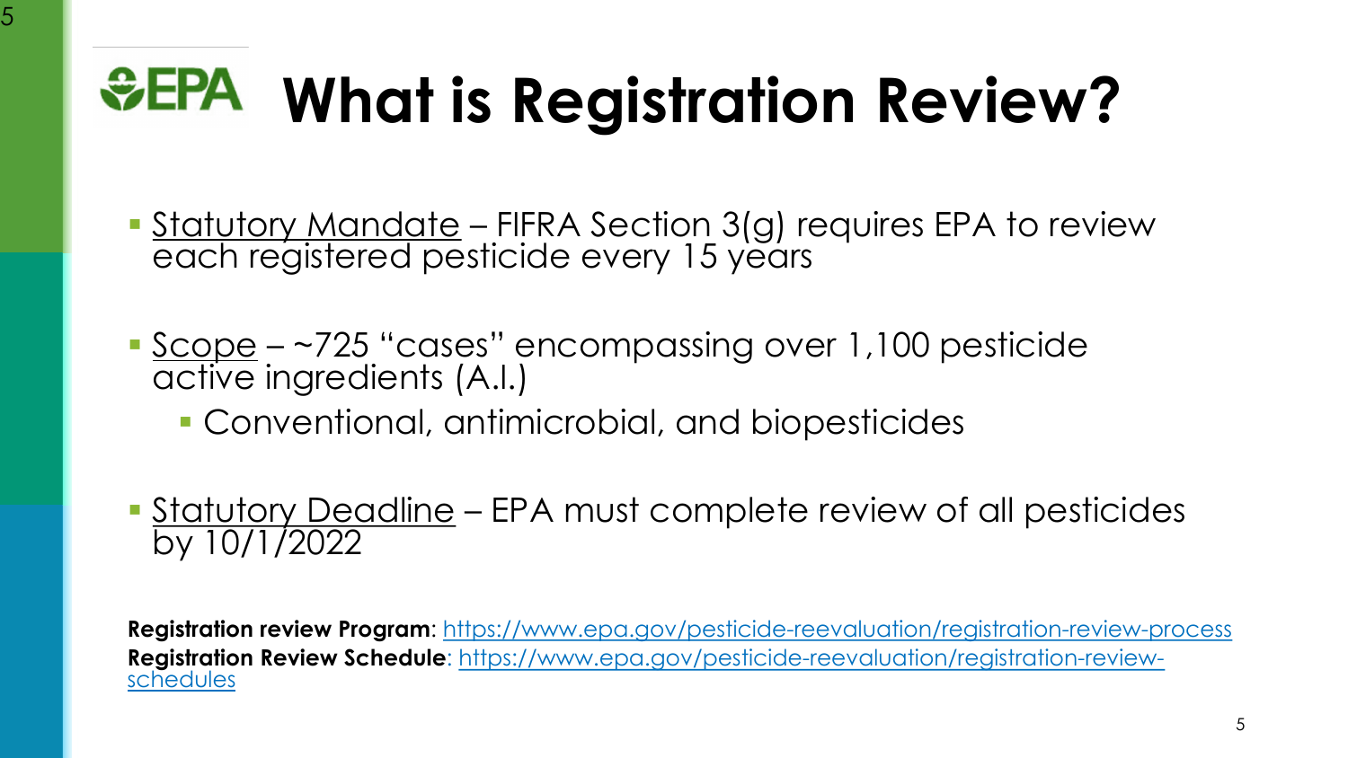# What is Registration Review?

- Statutory Mandate – FIFRA Section 3(g) requires EPA to review each registered pesticide every 15 years
- Scope – ~725 "cases" encompassing over 1,100 pesticide active ingredients (A.I.)
  - Conventional, antimicrobial, and biopesticides
- Statutory Deadline – EPA must complete review of all pesticides by 10/1/2022

**Registration review Program**: https://www.epa.gov/pesticide-reevaluation/registration-review-process
**Registration Review Schedule**: https://www.epa.gov/pesticide-reevaluation/registration-review-schedules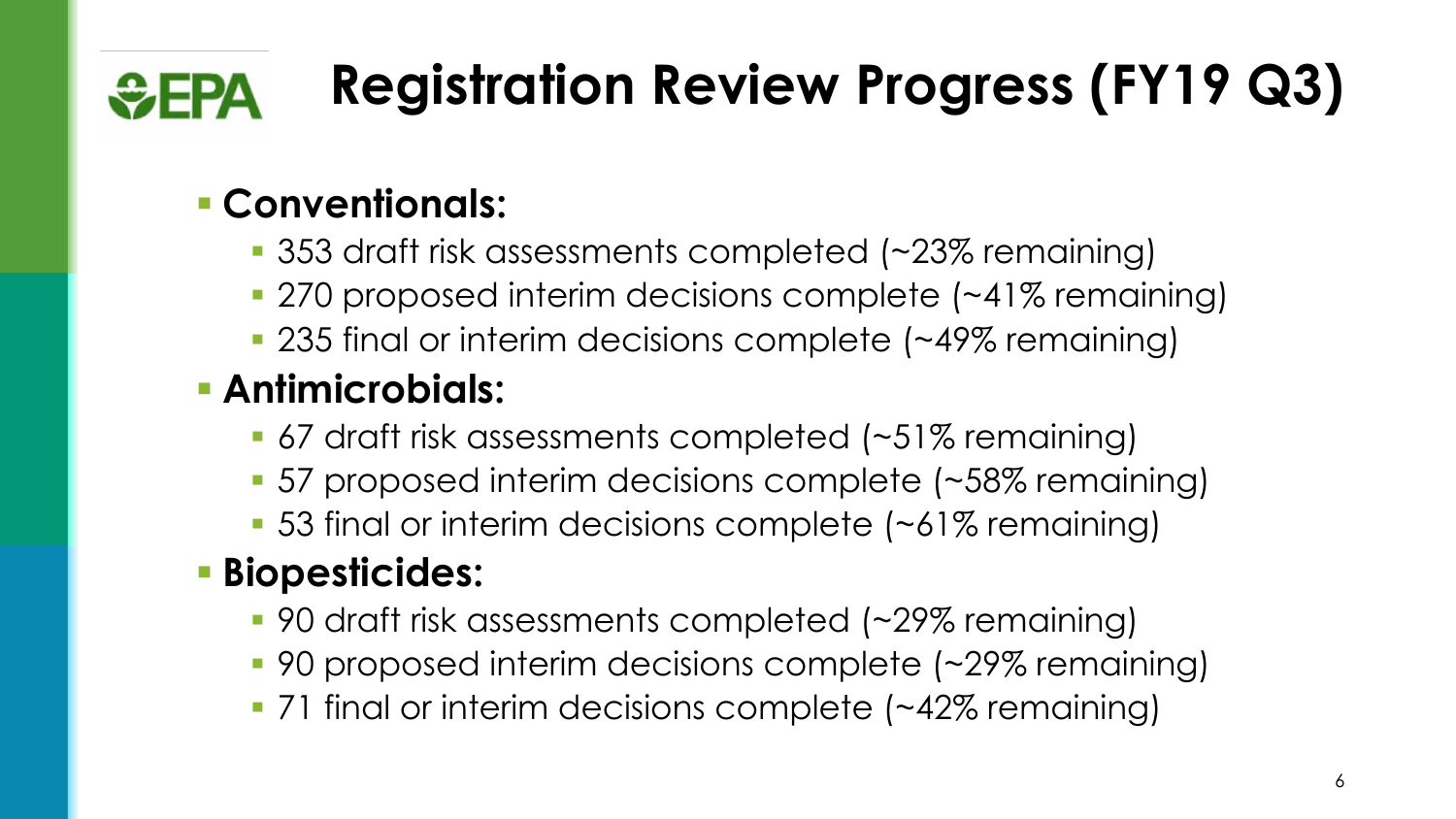# Registration Review Progress (FY19 Q3)

- **Conventionals:**
  - 353 draft risk assessments completed (~23% remaining)
  - 270 proposed interim decisions complete (~41% remaining)
  - 235 final or interim decisions complete (~49% remaining)
- **Antimicrobials:**
  - 67 draft risk assessments completed (~51% remaining)
  - 57 proposed interim decisions complete (~58% remaining)
  - 53 final or interim decisions complete (~61% remaining)
- **Biopesticides:**
  - 90 draft risk assessments completed (~29% remaining)
  - 90 proposed interim decisions complete (~29% remaining)
  - 71 final or interim decisions complete (~42% remaining)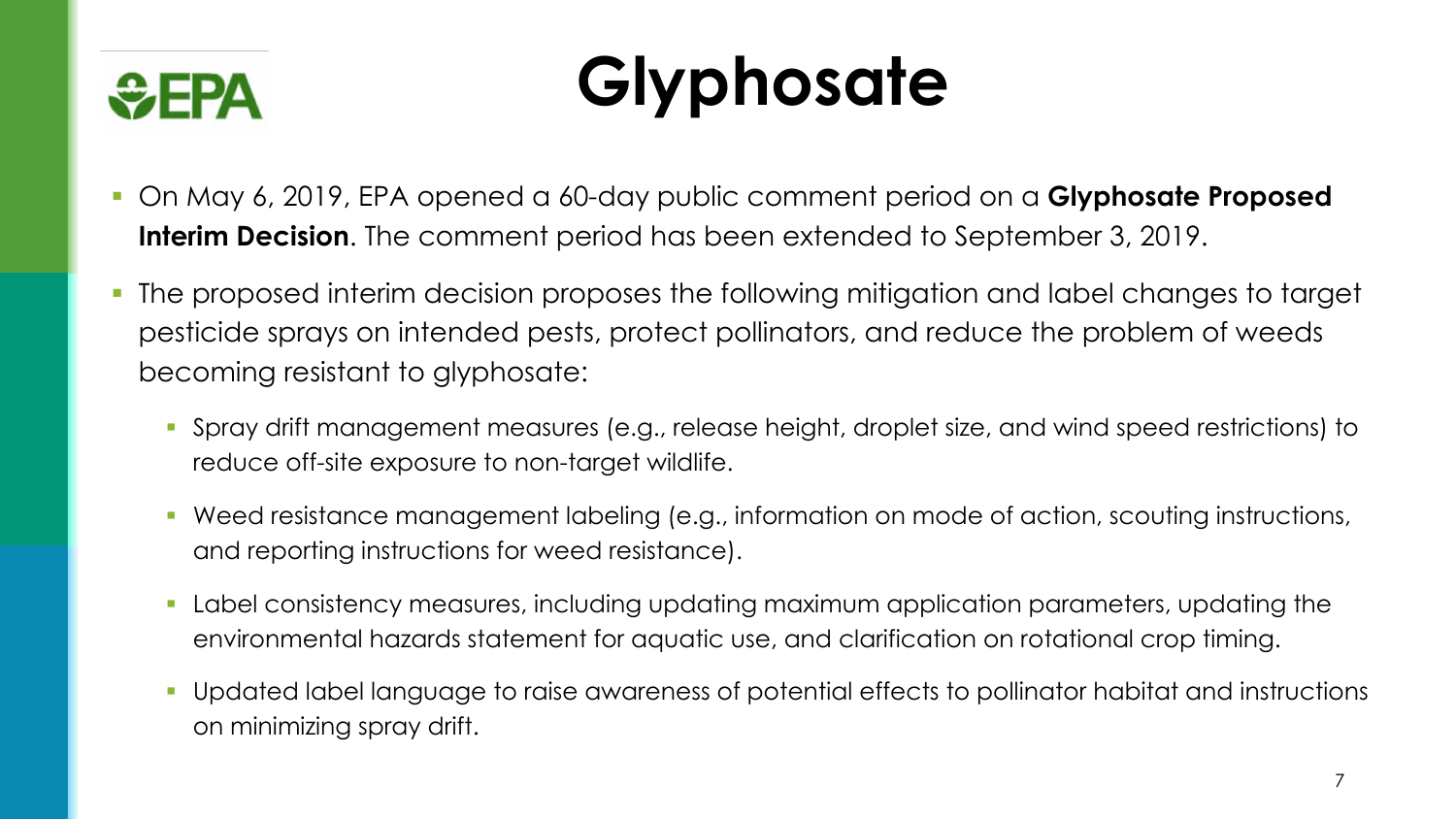# Glyphosate

- On May 6, 2019, EPA opened a 60-day public comment period on a **Glyphosate Proposed Interim Decision**. The comment period has been extended to September 3, 2019.
- The proposed interim decision proposes the following mitigation and label changes to target pesticide sprays on intended pests, protect pollinators, and reduce the problem of weeds becoming resistant to glyphosate:
  - Spray drift management measures (e.g., release height, droplet size, and wind speed restrictions) to reduce off-site exposure to non-target wildlife.
  - Weed resistance management labeling (e.g., information on mode of action, scouting instructions, and reporting instructions for weed resistance).
  - Label consistency measures, including updating maximum application parameters, updating the environmental hazards statement for aquatic use, and clarification on rotational crop timing.
  - Updated label language to raise awareness of potential effects to pollinator habitat and instructions on minimizing spray drift.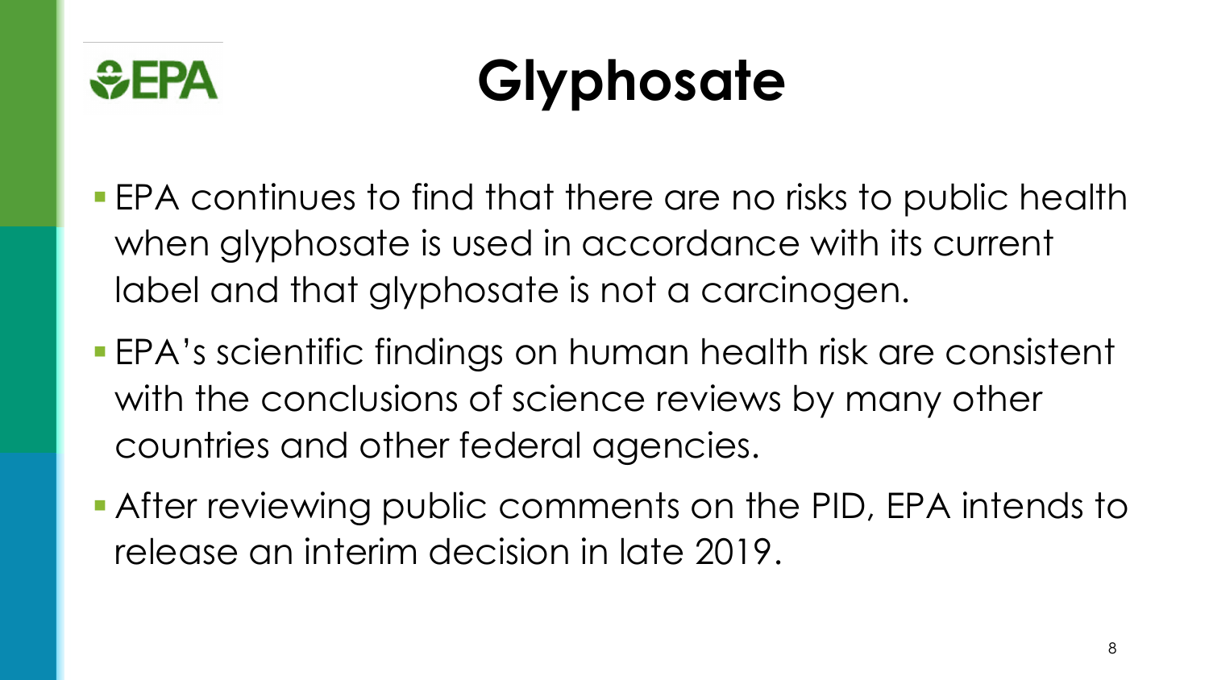# Glyphosate

- EPA continues to find that there are no risks to public health when glyphosate is used in accordance with its current label and that glyphosate is not a carcinogen.
- EPA's scientific findings on human health risk are consistent with the conclusions of science reviews by many other countries and other federal agencies.
- After reviewing public comments on the PID, EPA intends to release an interim decision in late 2019.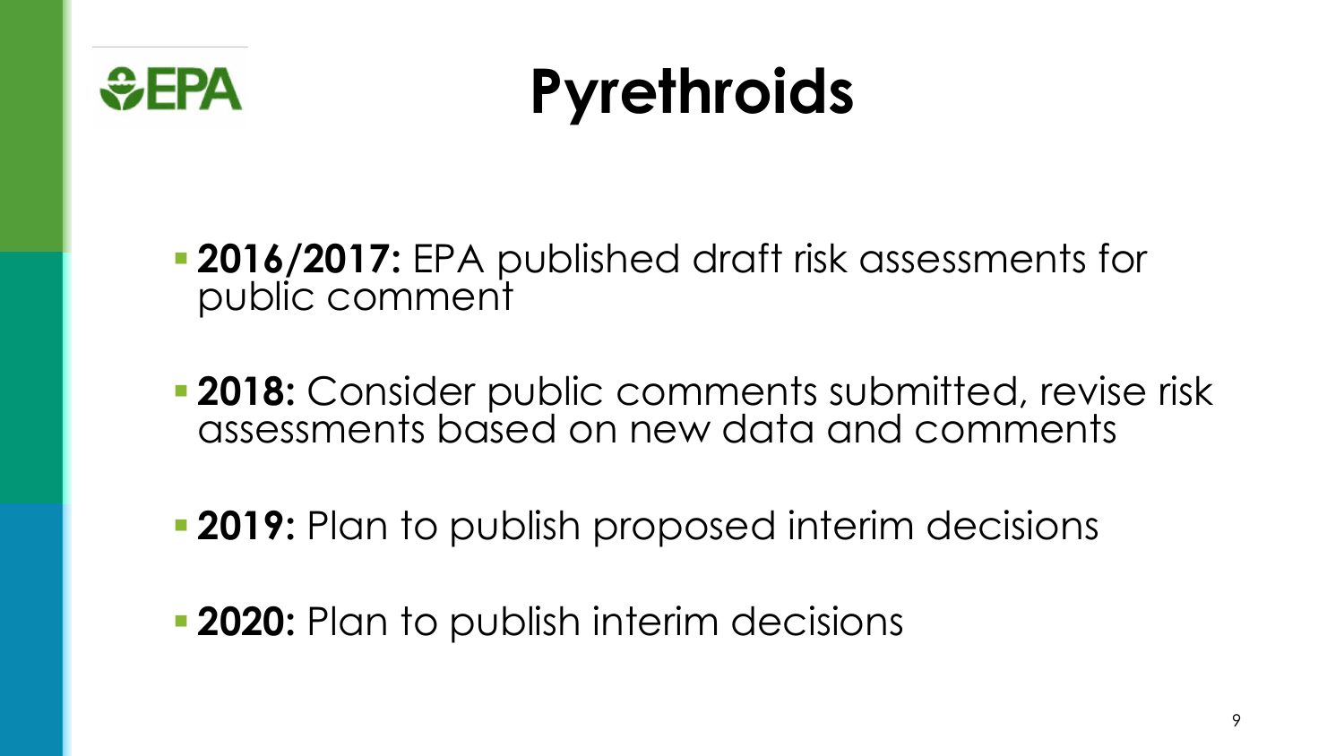# Pyrethroids

- **2016/2017:** EPA published draft risk assessments for public comment
- **2018:** Consider public comments submitted, revise risk assessments based on new data and comments
- **2019:** Plan to publish proposed interim decisions
- **2020:** Plan to publish interim decisions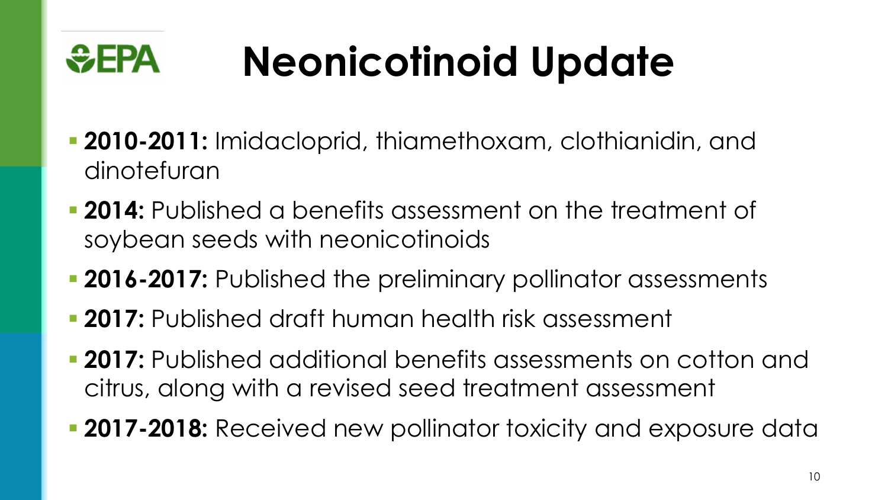# Neonicotinoid Update

- **2010-2011:** Imidacloprid, thiamethoxam, clothianidin, and dinotefuran
- **2014:** Published a benefits assessment on the treatment of soybean seeds with neonicotinoids
- **2016-2017:** Published the preliminary pollinator assessments
- **2017:** Published draft human health risk assessment
- **2017:** Published additional benefits assessments on cotton and citrus, along with a revised seed treatment assessment
- **2017-2018:** Received new pollinator toxicity and exposure data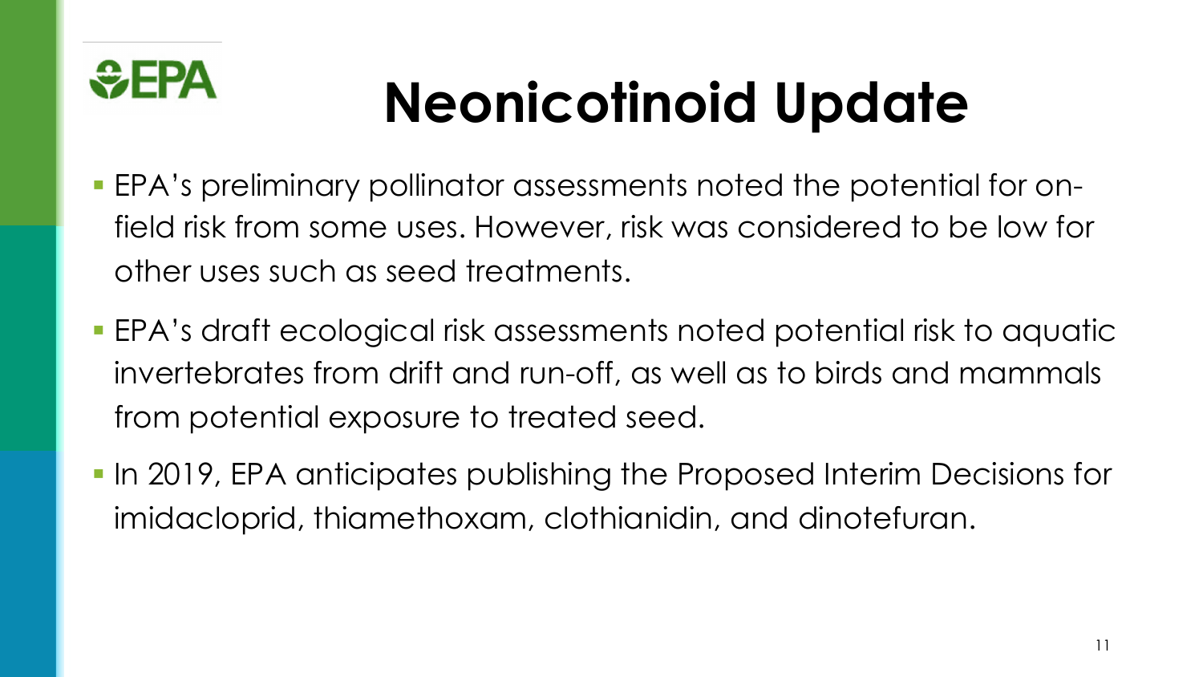# Neonicotinoid Update

- EPA's preliminary pollinator assessments noted the potential for on-field risk from some uses. However, risk was considered to be low for other uses such as seed treatments.
- EPA's draft ecological risk assessments noted potential risk to aquatic invertebrates from drift and run-off, as well as to birds and mammals from potential exposure to treated seed.
- In 2019, EPA anticipates publishing the Proposed Interim Decisions for imidacloprid, thiamethoxam, clothianidin, and dinotefuran.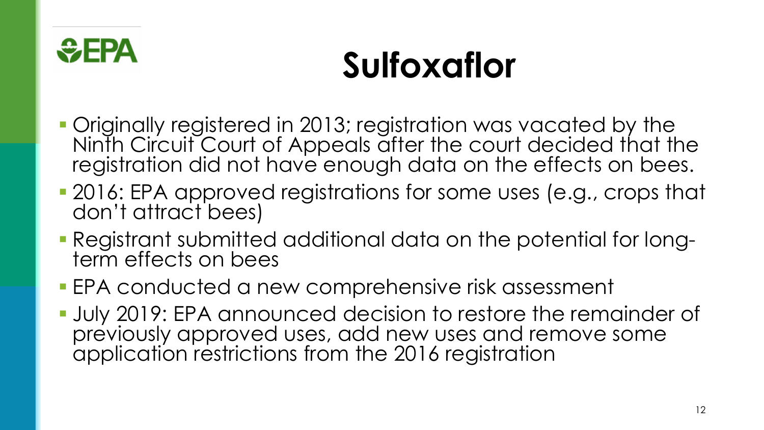# Sulfoxaflor

- Originally registered in 2013; registration was vacated by the Ninth Circuit Court of Appeals after the court decided that the registration did not have enough data on the effects on bees.
- 2016: EPA approved registrations for some uses (e.g., crops that don't attract bees)
- Registrant submitted additional data on the potential for long-term effects on bees
- EPA conducted a new comprehensive risk assessment
- July 2019: EPA announced decision to restore the remainder of previously approved uses, add new uses and remove some application restrictions from the 2016 registration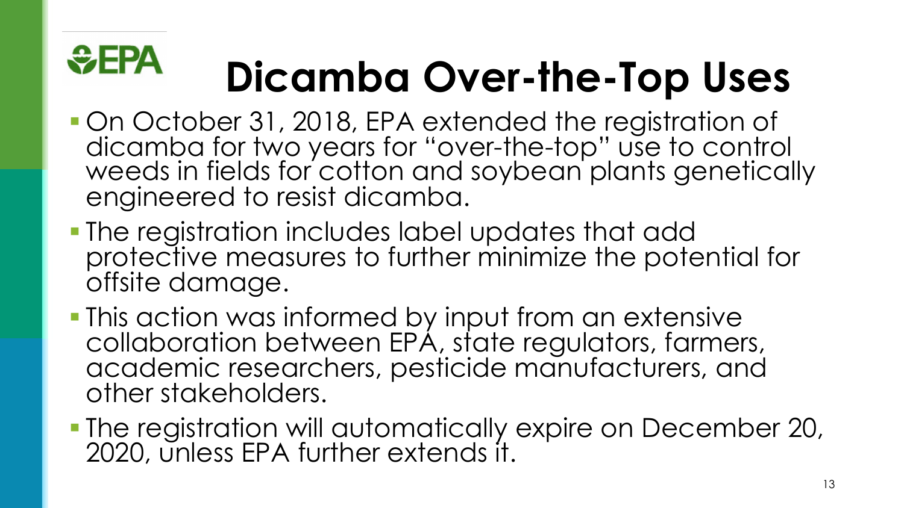# Dicamba Over-the-Top Uses

- On October 31, 2018, EPA extended the registration of dicamba for two years for "over-the-top" use to control weeds in fields for cotton and soybean plants genetically engineered to resist dicamba.
- The registration includes label updates that add protective measures to further minimize the potential for offsite damage.
- This action was informed by input from an extensive collaboration between EPA, state regulators, farmers, academic researchers, pesticide manufacturers, and other stakeholders.
- The registration will automatically expire on December 20, 2020, unless EPA further extends it.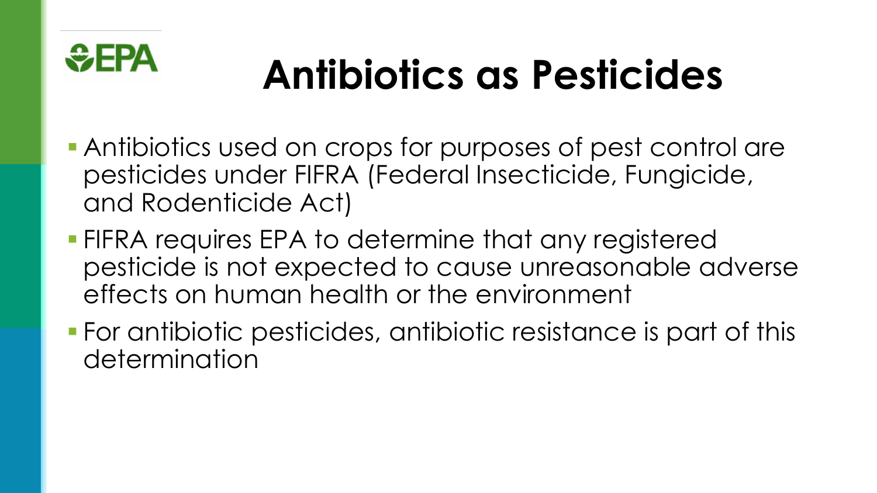# Antibiotics as Pesticides

- Antibiotics used on crops for purposes of pest control are pesticides under FIFRA (Federal Insecticide, Fungicide, and Rodenticide Act)
- FIFRA requires EPA to determine that any registered pesticide is not expected to cause unreasonable adverse effects on human health or the environment
- For antibiotic pesticides, antibiotic resistance is part of this determination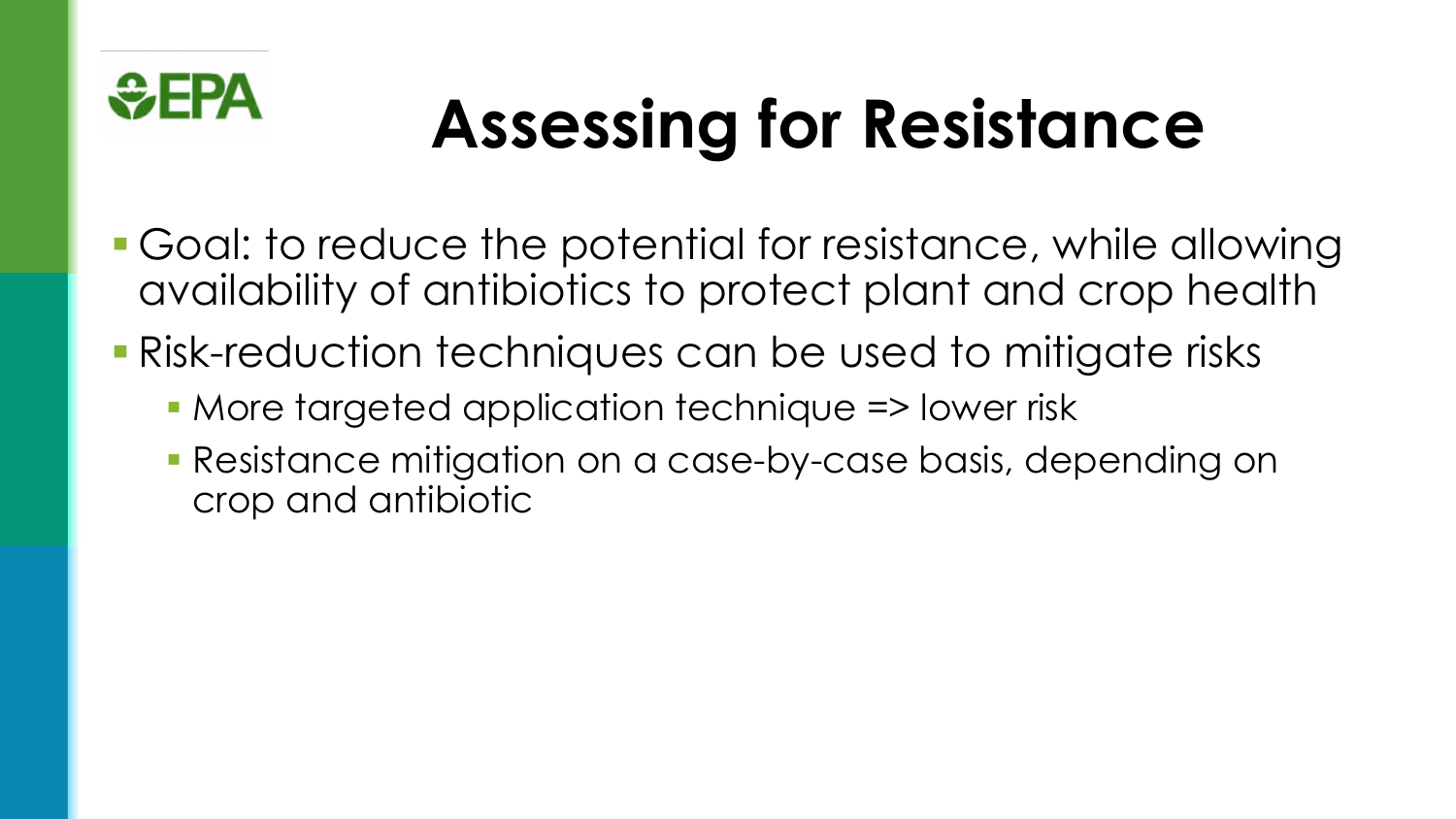# Assessing for Resistance

- Goal: to reduce the potential for resistance, while allowing availability of antibiotics to protect plant and crop health
- Risk-reduction techniques can be used to mitigate risks
  - More targeted application technique => lower risk
  - Resistance mitigation on a case-by-case basis, depending on crop and antibiotic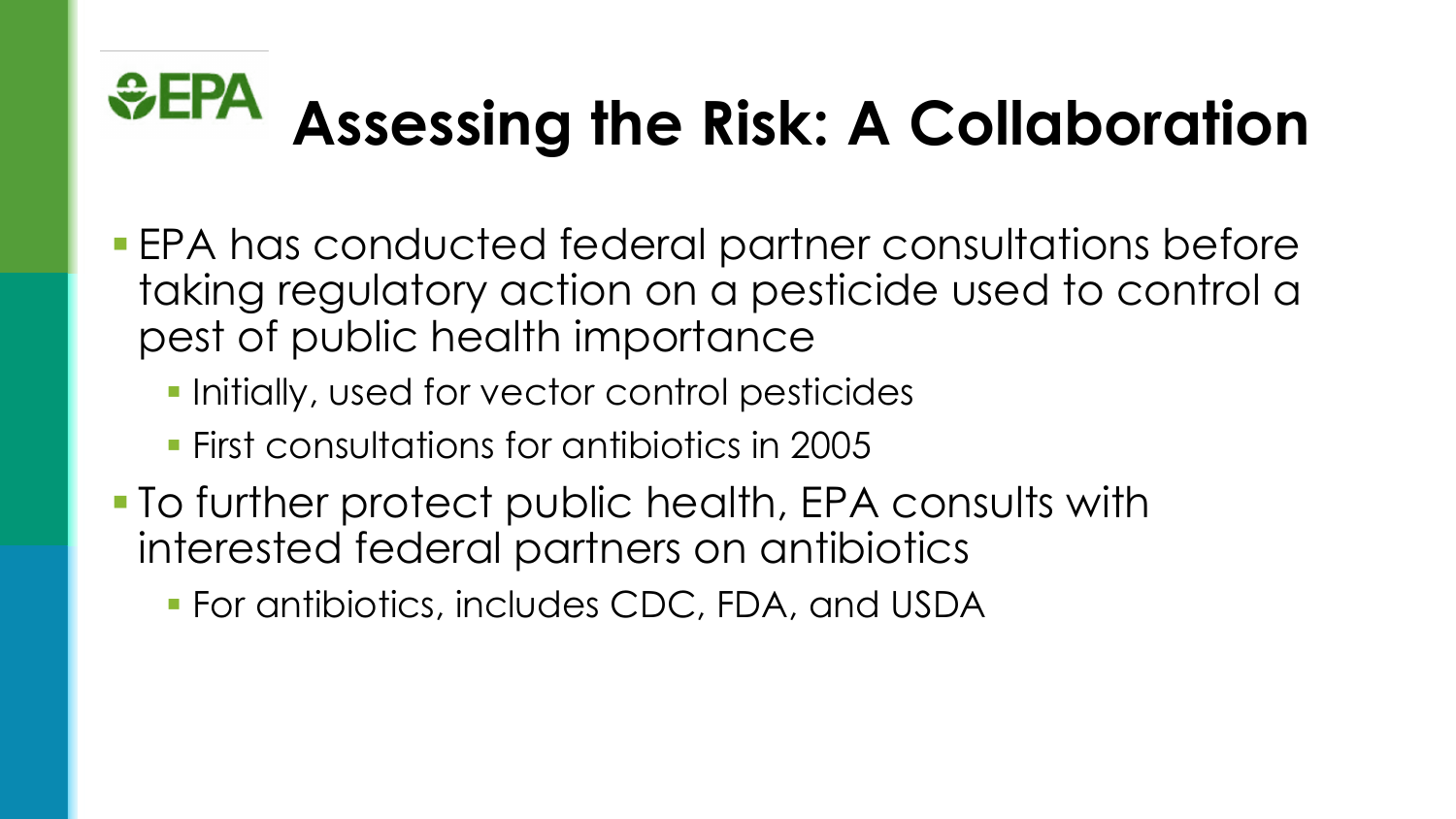# Assessing the Risk: A Collaboration

- EPA has conducted federal partner consultations before taking regulatory action on a pesticide used to control a pest of public health importance
  - Initially, used for vector control pesticides
  - First consultations for antibiotics in 2005
- To further protect public health, EPA consults with interested federal partners on antibiotics
  - For antibiotics, includes CDC, FDA, and USDA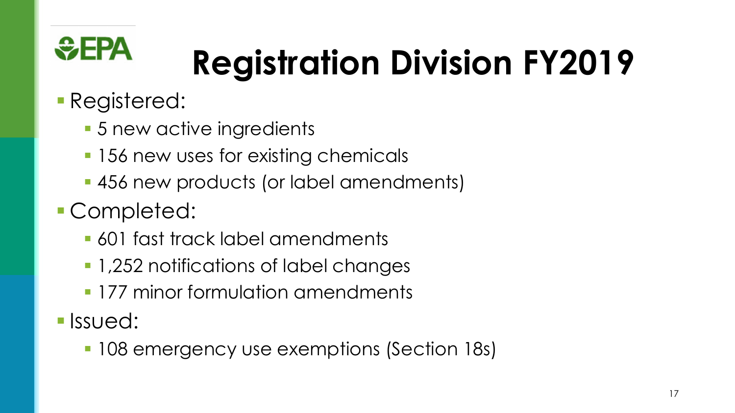# Registration Division FY2019

- Registered:
  - 5 new active ingredients
  - 156 new uses for existing chemicals
  - 456 new products (or label amendments)
- Completed:
  - 601 fast track label amendments
  - 1,252 notifications of label changes
  - 177 minor formulation amendments
- Issued:
  - 108 emergency use exemptions (Section 18s)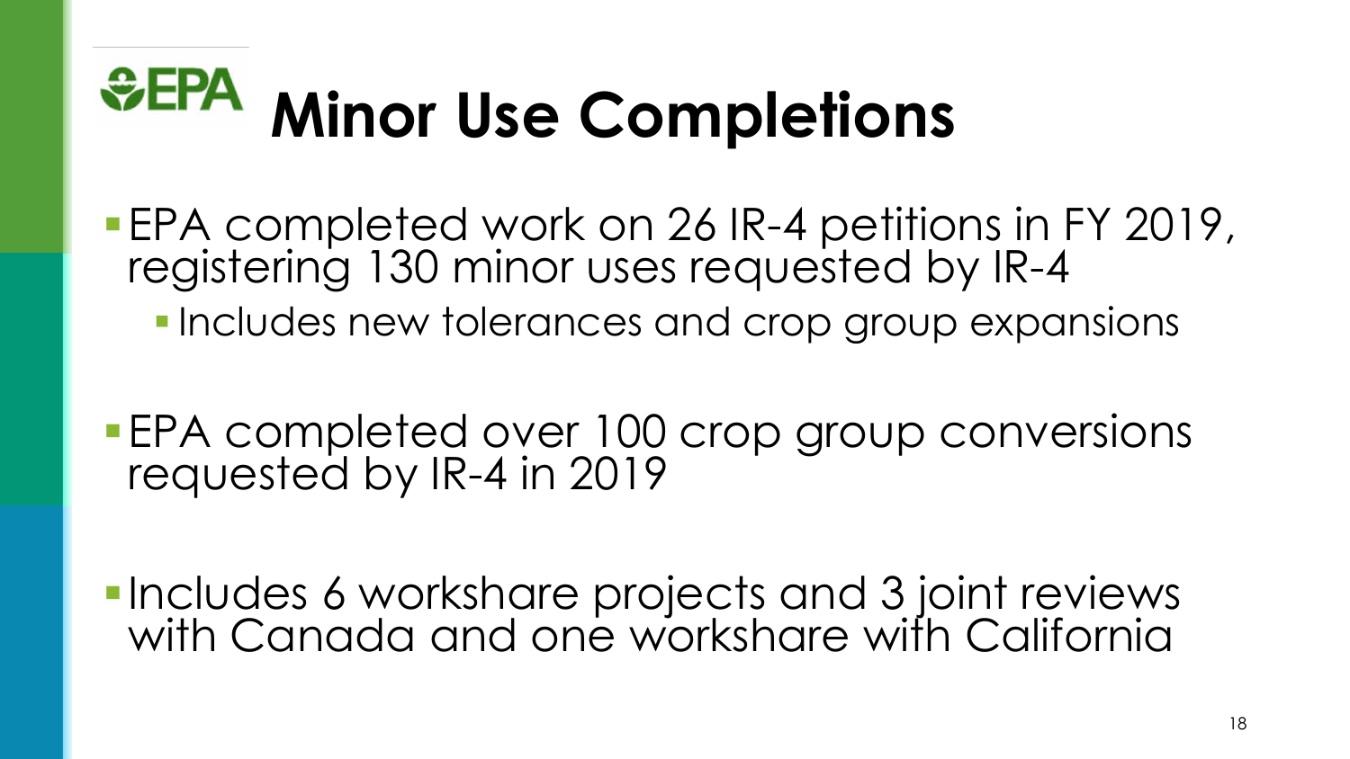# Minor Use Completions

- EPA completed work on 26 IR-4 petitions in FY 2019, registering 130 minor uses requested by IR-4
  - Includes new tolerances and crop group expansions
- EPA completed over 100 crop group conversions requested by IR-4 in 2019
- Includes 6 workshare projects and 3 joint reviews with Canada and one workshare with California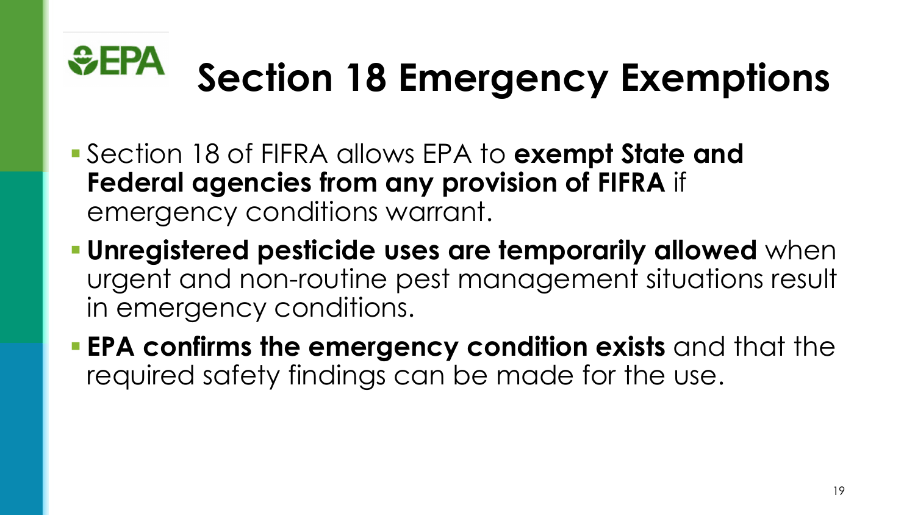# Section 18 Emergency Exemptions

- Section 18 of FIFRA allows EPA to **exempt State and Federal agencies from any provision of FIFRA** if emergency conditions warrant.
- **Unregistered pesticide uses are temporarily allowed** when urgent and non-routine pest management situations result in emergency conditions.
- **EPA confirms the emergency condition exists** and that the required safety findings can be made for the use.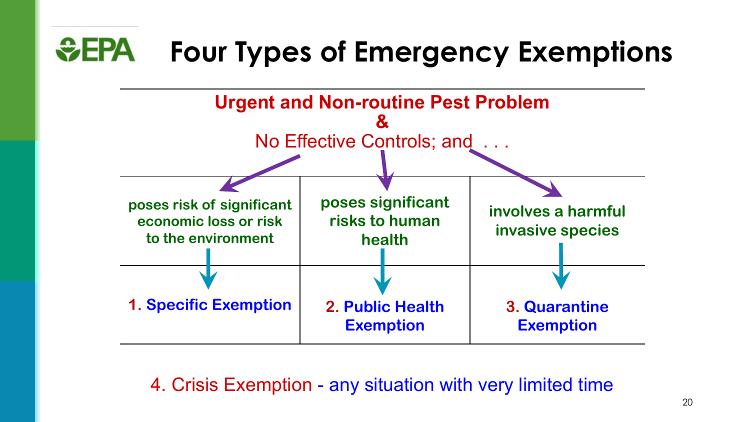# Four Types of Emergency Exemptions

**Urgent and Non-routine Pest Problem**
**&**
No Effective Controls; and . . .

| poses risk of significant economic loss or risk to the environment | poses significant risks to human health | involves a harmful invasive species |
|---|---|---|
| **1. Specific Exemption** | **2. Public Health Exemption** | **3. Quarantine Exemption** |

4. Crisis Exemption - any situation with very limited time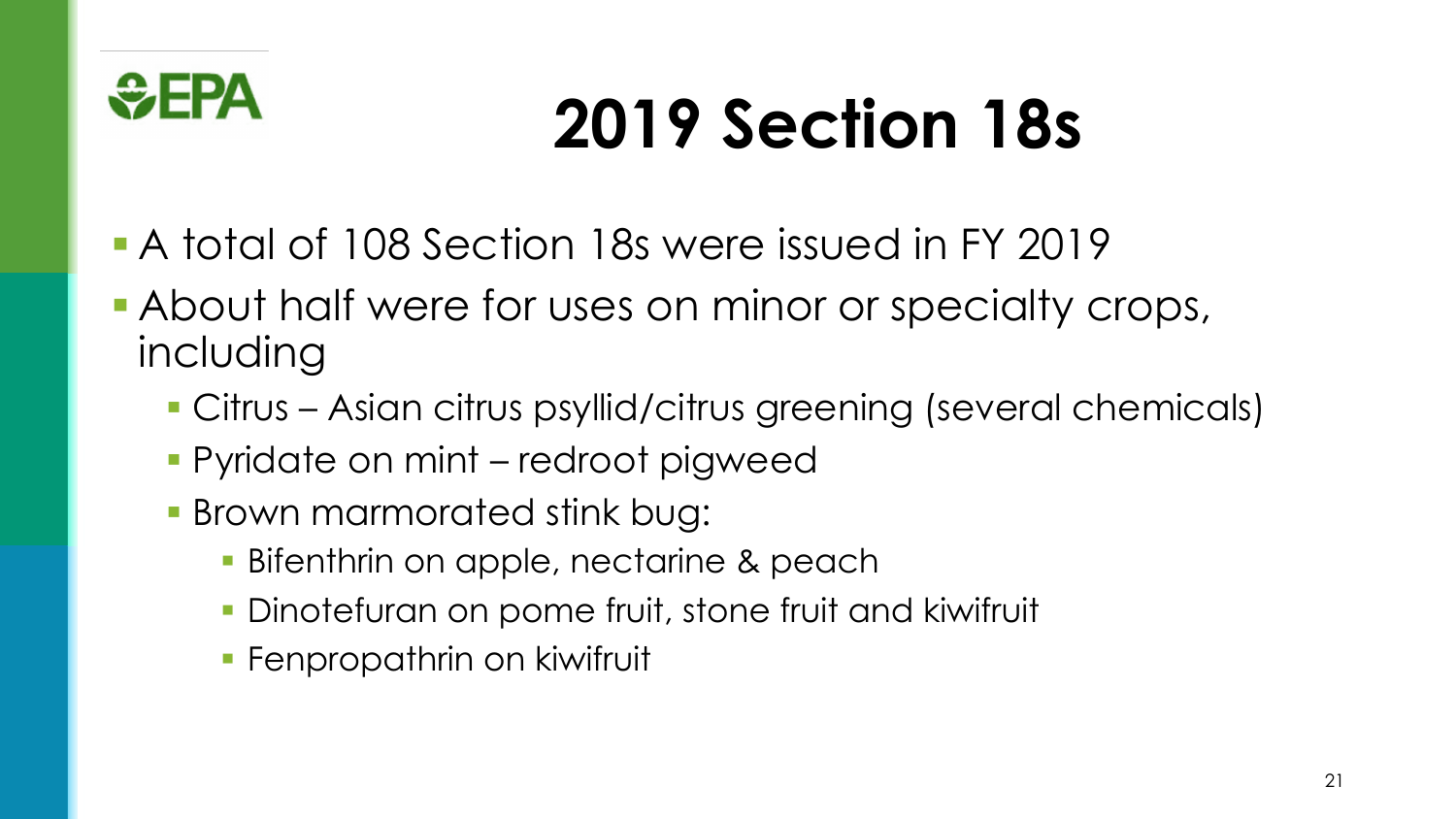# 2019 Section 18s

- A total of 108 Section 18s were issued in FY 2019
- About half were for uses on minor or specialty crops, including
  - Citrus – Asian citrus psyllid/citrus greening (several chemicals)
  - Pyridate on mint – redroot pigweed
  - Brown marmorated stink bug:
    - Bifenthrin on apple, nectarine & peach
    - Dinotefuran on pome fruit, stone fruit and kiwifruit
    - Fenpropathrin on kiwifruit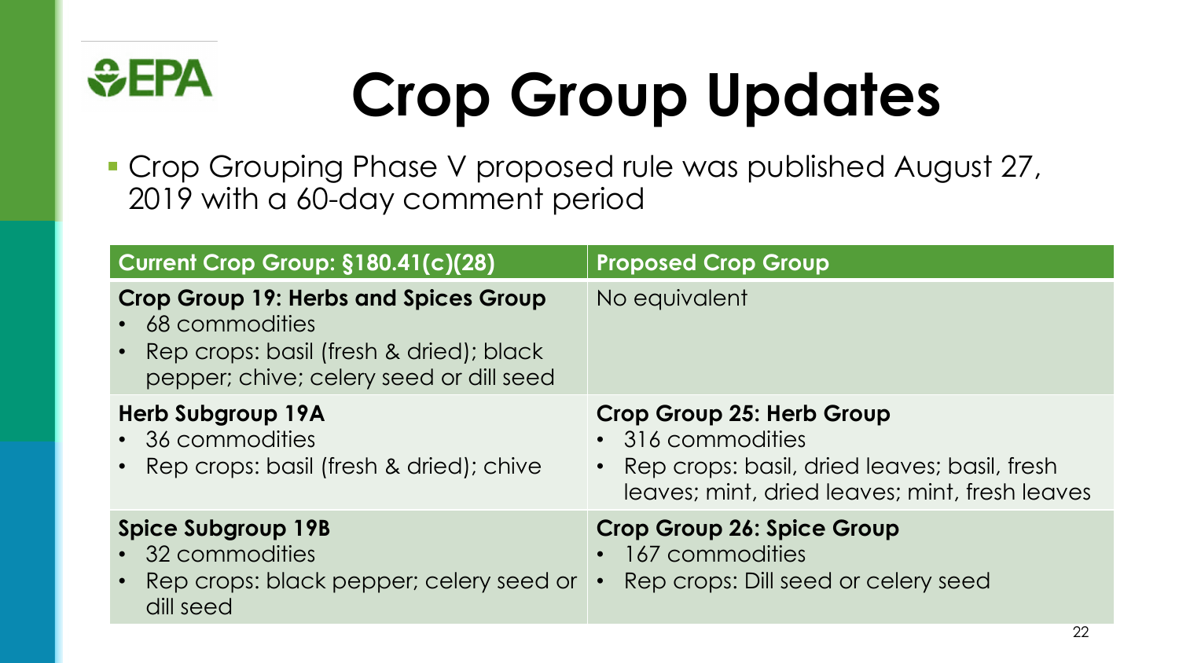# Crop Group Updates

- Crop Grouping Phase V proposed rule was published August 27, 2019 with a 60-day comment period

| Current Crop Group: §180.41(c)(28) | Proposed Crop Group |
| --- | --- |
| **Crop Group 19: Herbs and Spices Group**<br>• 68 commodities<br>• Rep crops: basil (fresh & dried); black pepper; chive; celery seed or dill seed | No equivalent |
| **Herb Subgroup 19A**<br>• 36 commodities<br>• Rep crops: basil (fresh & dried); chive | **Crop Group 25: Herb Group**<br>• 316 commodities<br>• Rep crops: basil, dried leaves; basil, fresh leaves; mint, dried leaves; mint, fresh leaves |
| **Spice Subgroup 19B**<br>• 32 commodities<br>• Rep crops: black pepper; celery seed or dill seed | **Crop Group 26: Spice Group**<br>• 167 commodities<br>• Rep crops: Dill seed or celery seed |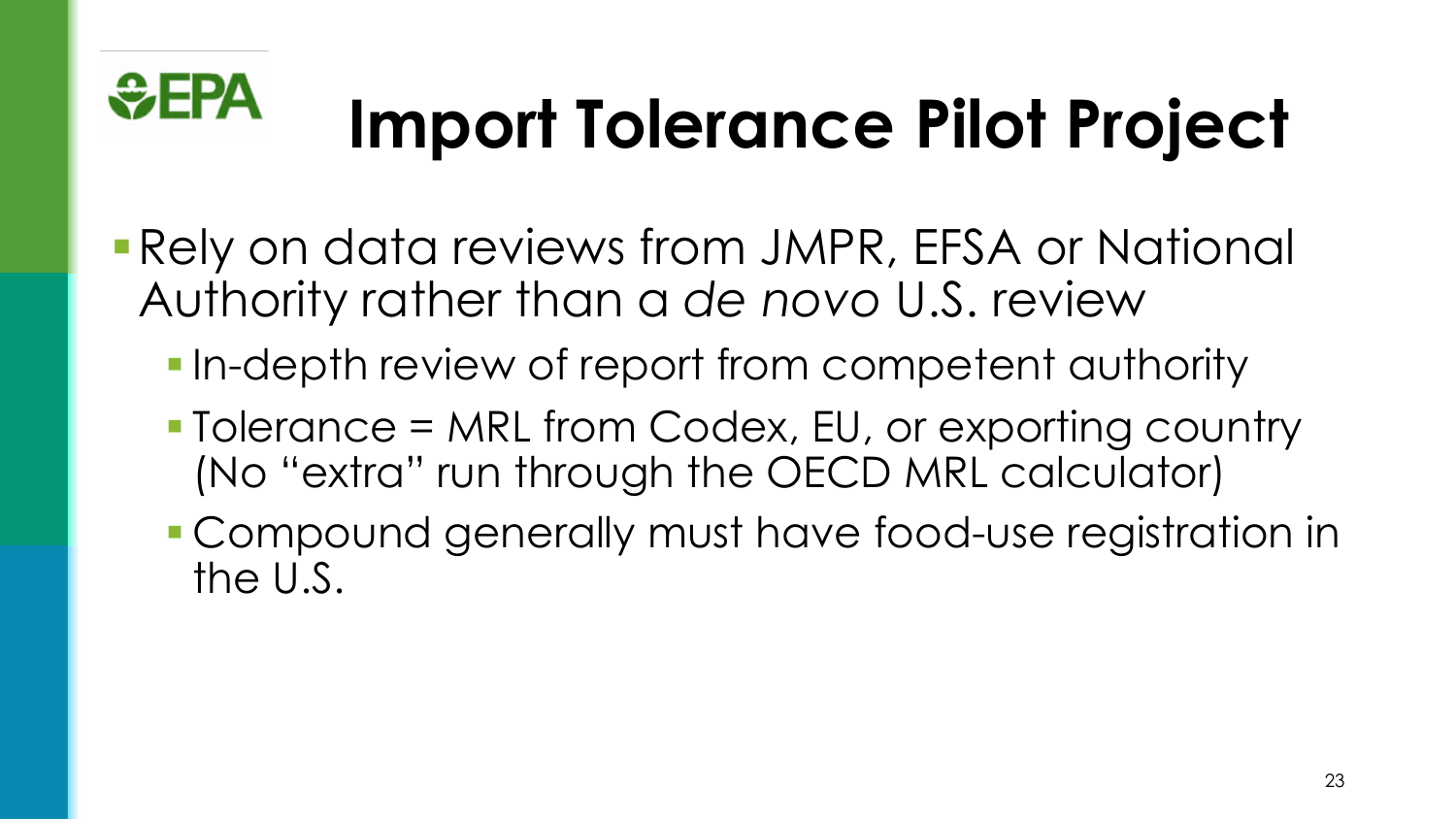# Import Tolerance Pilot Project

- Rely on data reviews from JMPR, EFSA or National Authority rather than a *de novo* U.S. review
  - In-depth review of report from competent authority
  - Tolerance = MRL from Codex, EU, or exporting country (No "extra" run through the OECD MRL calculator)
  - Compound generally must have food-use registration in the U.S.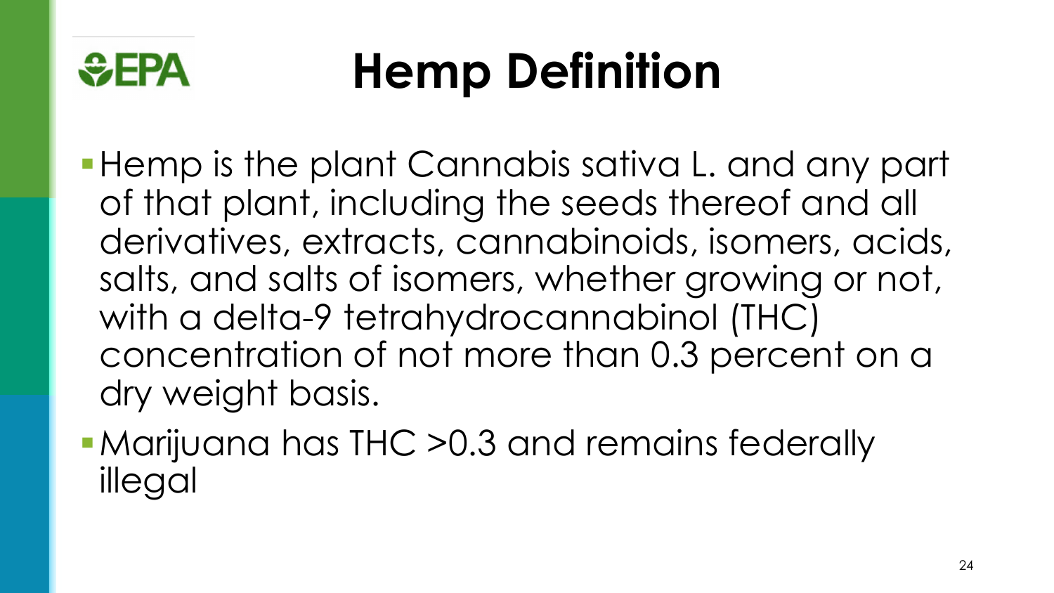# Hemp Definition

- Hemp is the plant Cannabis sativa L. and any part of that plant, including the seeds thereof and all derivatives, extracts, cannabinoids, isomers, acids, salts, and salts of isomers, whether growing or not, with a delta-9 tetrahydrocannabinol (THC) concentration of not more than 0.3 percent on a dry weight basis.
- Marijuana has THC >0.3 and remains federally illegal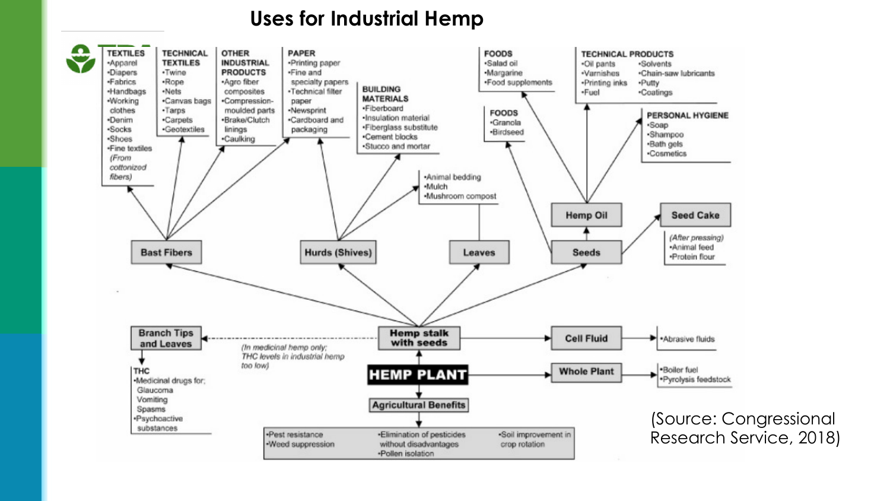# Uses for Industrial Hemp

**HEMP PLANT**

- **Hemp stalk with seeds**
  - **Bast Fibers**
    - **TEXTILES**
      - Apparel
      - Diapers
      - Fabrics
      - Handbags
      - Working clothes
      - Denim
      - Socks
      - Shoes
      - Fine textiles *(From cottonized fibers)*
    - **TECHNICAL TEXTILES**
      - Twine
      - Rope
      - Nets
      - Canvas bags
      - Tarps
      - Carpets
      - Geotextiles
    - **OTHER INDUSTRIAL PRODUCTS**
      - Agro fiber composites
      - Compression-moulded parts
      - Brake/Clutch linings
      - Caulking
    - **PAPER**
      - Printing paper
      - Fine and specialty papers
      - Technical filter paper
      - Newsprint
      - Cardboard and packaging
  - **Hurds (Shives)**
    - **PAPER**
    - **BUILDING MATERIALS**
      - Fiberboard
      - Insulation material
      - Fiberglass substitute
      - Cement blocks
      - Stucco and mortar
    - Animal bedding
    - Mulch
    - Mushroom compost
  - **Leaves**
    - Animal bedding
    - Mulch
    - Mushroom compost
  - **Seeds**
    - **FOODS**
      - Granola
      - Birdseed
    - **Hemp Oil**
      - **FOODS**
        - Salad oil
        - Margarine
        - Food supplements
      - **TECHNICAL PRODUCTS**
        - Oil paints
        - Varnishes
        - Printing inks
        - Fuel
        - Solvents
        - Chain-saw lubricants
        - Putty
        - Coatings
      - **PERSONAL HYGIENE**
        - Soap
        - Shampoo
        - Bath gels
        - Cosmetics
    - **Seed Cake**
      - *(After pressing)*
      - Animal feed
      - Protein flour
  - **Branch Tips and Leaves** *(In medicinal hemp only; THC levels in industrial hemp too low)*
    - **THC**
      - Medicinal drugs for: Glaucoma, Vomiting, Spasms
      - Psychoactive substances
- **Cell Fluid**
  - Abrasive fluids
- **Whole Plant**
  - Boiler fuel
  - Pyrolysis feedstock
- **Agricultural Benefits**
  - Pest resistance
  - Weed suppression
  - Elimination of pesticides without disadvantages
  - Pollen isolation
  - Soil improvement in crop rotation

(Source: Congressional Research Service, 2018)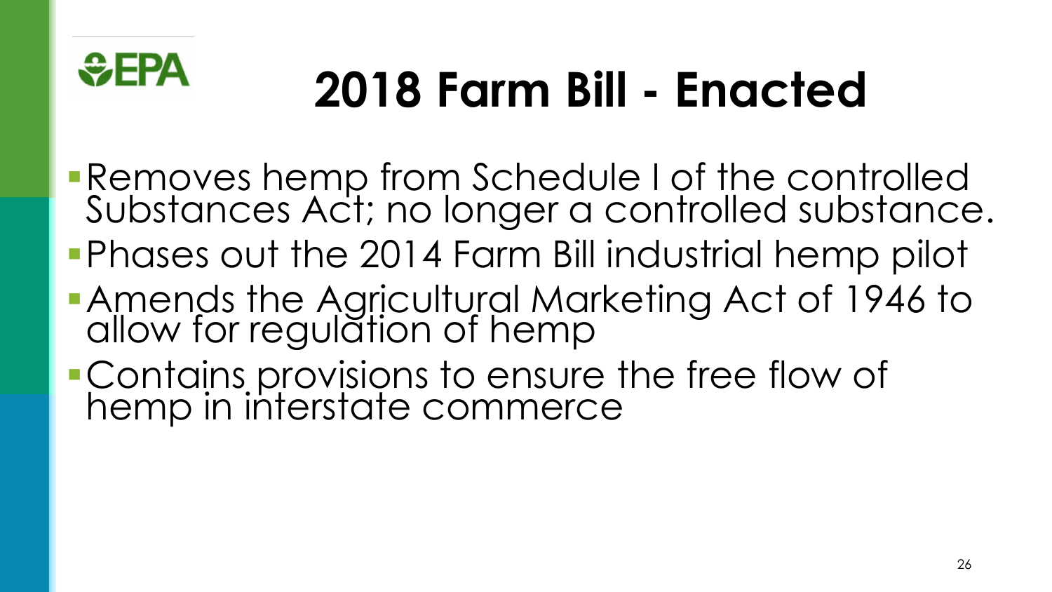# 2018 Farm Bill - Enacted

- Removes hemp from Schedule I of the controlled Substances Act; no longer a controlled substance.
- Phases out the 2014 Farm Bill industrial hemp pilot
- Amends the Agricultural Marketing Act of 1946 to allow for regulation of hemp
- Contains provisions to ensure the free flow of hemp in interstate commerce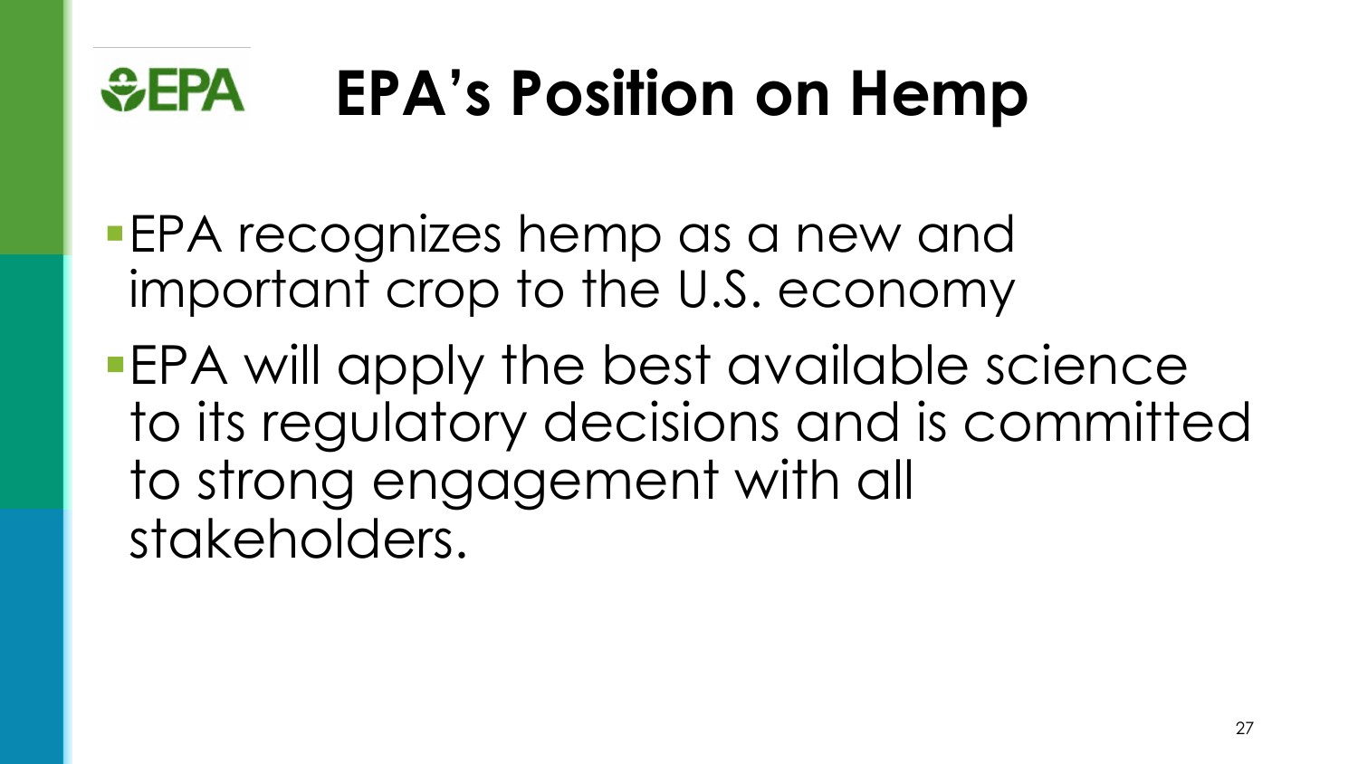# EPA's Position on Hemp

- EPA recognizes hemp as a new and important crop to the U.S. economy
- EPA will apply the best available science to its regulatory decisions and is committed to strong engagement with all stakeholders.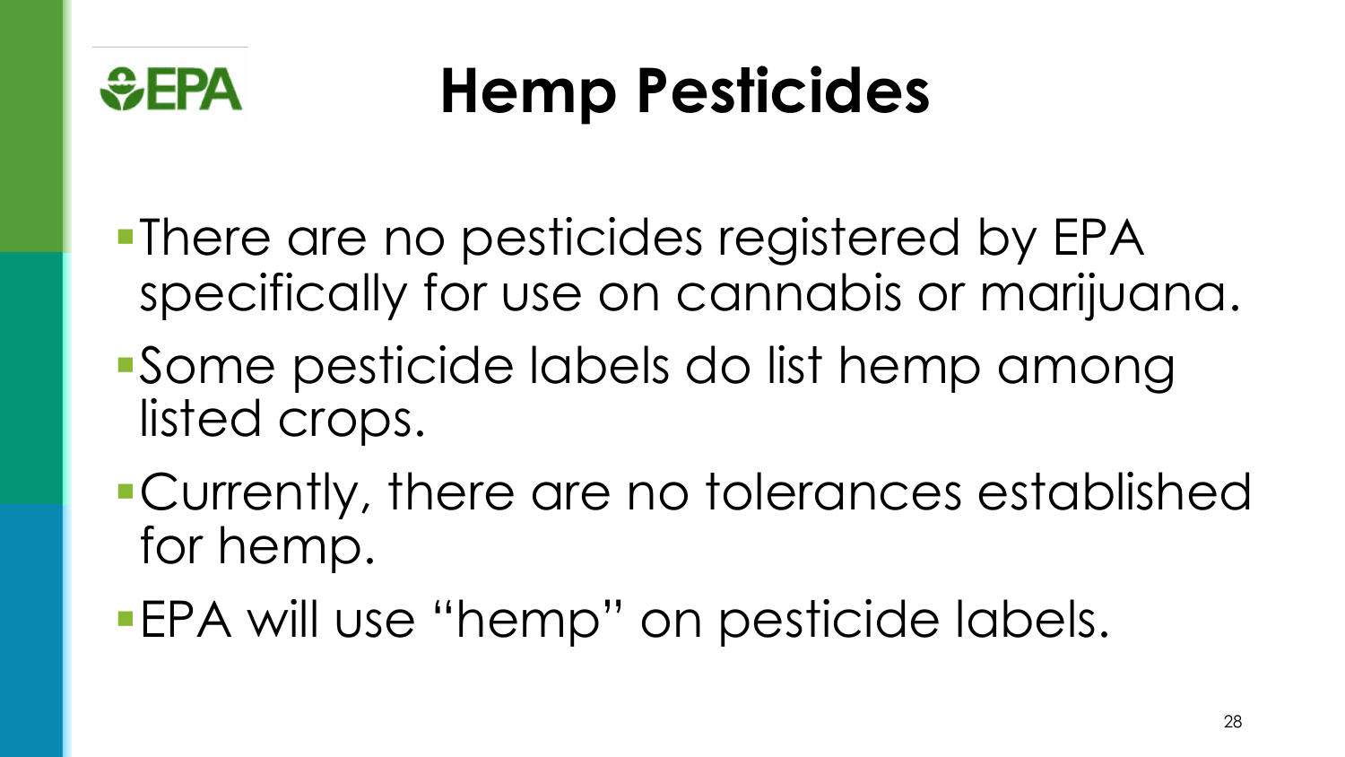# Hemp Pesticides

- There are no pesticides registered by EPA specifically for use on cannabis or marijuana.
- Some pesticide labels do list hemp among listed crops.
- Currently, there are no tolerances established for hemp.
- EPA will use "hemp" on pesticide labels.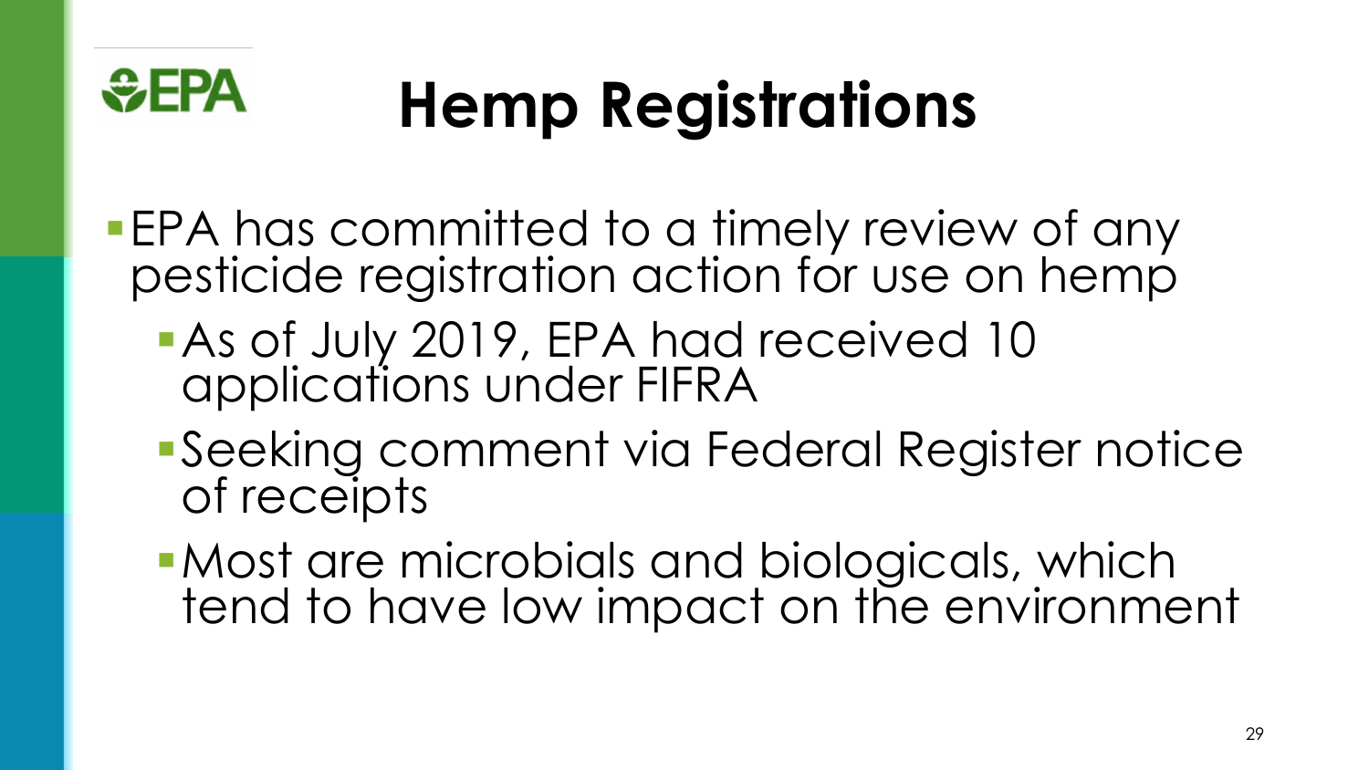# Hemp Registrations

- EPA has committed to a timely review of any pesticide registration action for use on hemp
  - As of July 2019, EPA had received 10 applications under FIFRA
  - Seeking comment via Federal Register notice of receipts
  - Most are microbials and biologicals, which tend to have low impact on the environment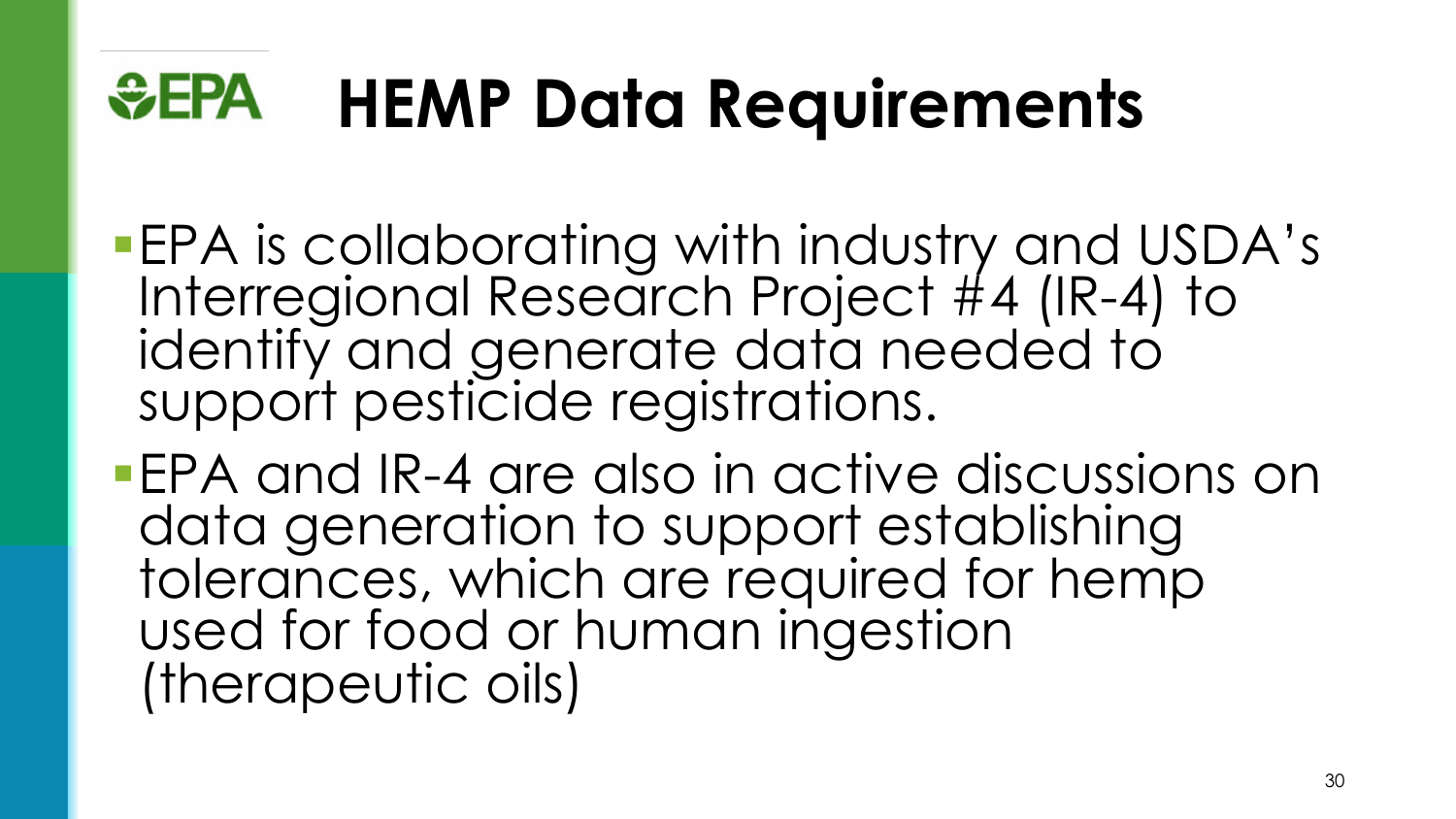# HEMP Data Requirements

- EPA is collaborating with industry and USDA's Interregional Research Project #4 (IR-4) to identify and generate data needed to support pesticide registrations.
- EPA and IR-4 are also in active discussions on data generation to support establishing tolerances, which are required for hemp used for food or human ingestion (therapeutic oils)